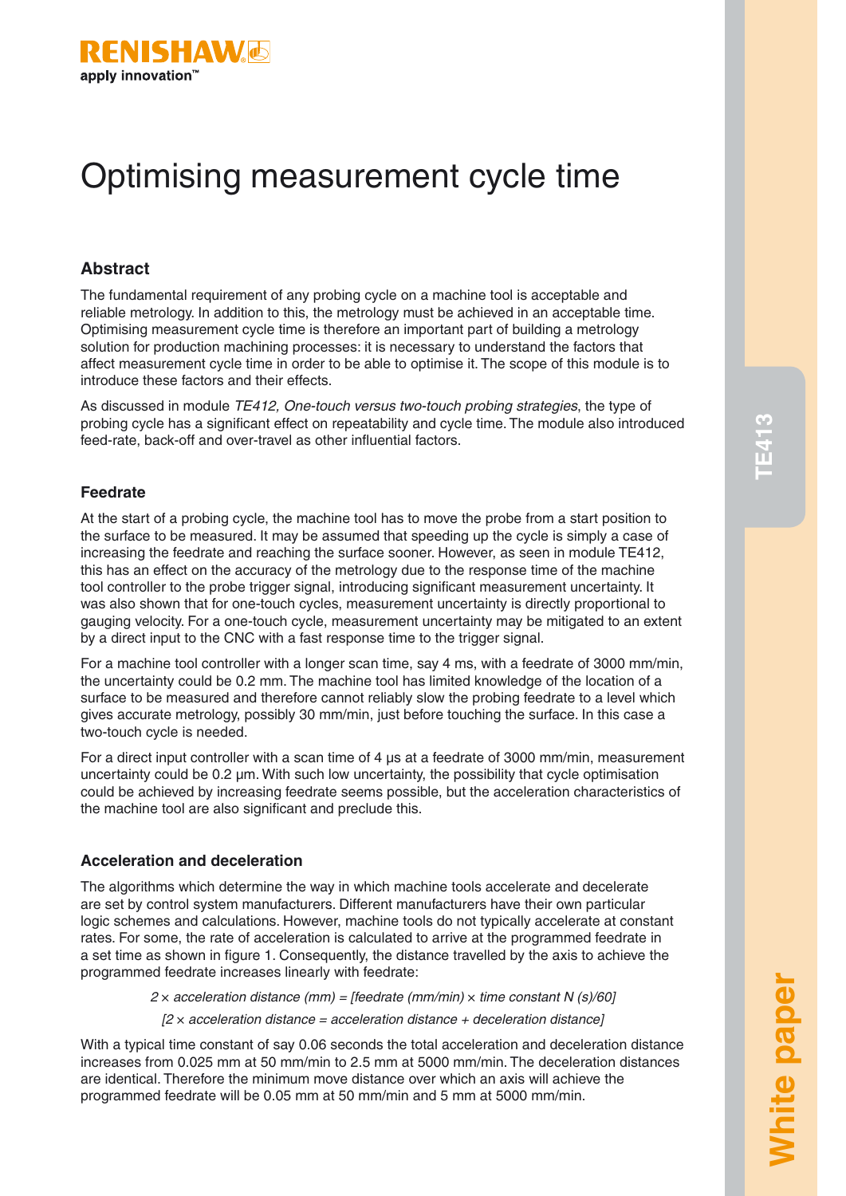# Optimising measurement cycle time

## Abstract

The fundamental requirement of any probing cycle on a machine tool is acceptable and reliable metrology. In addition to this, the metrology must be achieved in an acceptable time. Optimising measurement cycle time is therefore an important part of building a metrology solution for production machining processes: it is necessary to understand the factors that affect measurement cycle time in order to be able to optimise it. The scope of this module is to introduce these factors and their effects.

As discussed in module *TE412, One-touch versus two-touch probing strategies*, the type of probing cycle has a significant effect on repeatability and cycle time. The module also introduced feed-rate, back-off and over-travel as other influential factors.

### Feedrate

At the start of a probing cycle, the machine tool has to move the probe from a start position to the surface to be measured. It may be assumed that speeding up the cycle is simply a case of increasing the feedrate and reaching the surface sooner. However, as seen in module TE412, this has an effect on the accuracy of the metrology due to the response time of the machine tool controller to the probe trigger signal, introducing significant measurement uncertainty. It was also shown that for one-touch cycles, measurement uncertainty is directly proportional to gauging velocity. For a one-touch cycle, measurement uncertainty may be mitigated to an extent by a direct input to the CNC with a fast response time to the trigger signal.

For a machine tool controller with a longer scan time, say 4 ms, with a feedrate of 3000 mm/min, the uncertainty could be 0.2 mm. The machine tool has limited knowledge of the location of a surface to be measured and therefore cannot reliably slow the probing feedrate to a level which gives accurate metrology, possibly 30 mm/min, just before touching the surface. In this case a two-touch cycle is needed.

For a direct input controller with a scan time of 4 μs at a feedrate of 3000 mm/min, measurement uncertainty could be 0.2 μm. With such low uncertainty, the possibility that cycle optimisation could be achieved by increasing feedrate seems possible, but the acceleration characteristics of the machine tool are also significant and preclude this.

### Acceleration and deceleration

The algorithms which determine the way in which machine tools accelerate and decelerate are set by control system manufacturers. Different manufacturers have their own particular logic schemes and calculations. However, machine tools do not typically accelerate at constant rates. For some, the rate of acceleration is calculated to arrive at the programmed feedrate in a set time as shown in figure 1. Consequently, the distance travelled by the axis to achieve the programmed feedrate increases linearly with feedrate:

*2 × acceleration distance (mm) = [feedrate (mm/min) × time constant N (s)/60]*

*[2 × acceleration distance = acceleration distance + deceleration distance]*

With a typical time constant of say 0.06 seconds the total acceleration and deceleration distance increases from 0.025 mm at 50 mm/min to 2.5 mm at 5000 mm/min. The deceleration distances are identical. Therefore the minimum move distance over which an axis will achieve the programmed feedrate will be 0.05 mm at 50 mm/min and 5 mm at 5000 mm/min.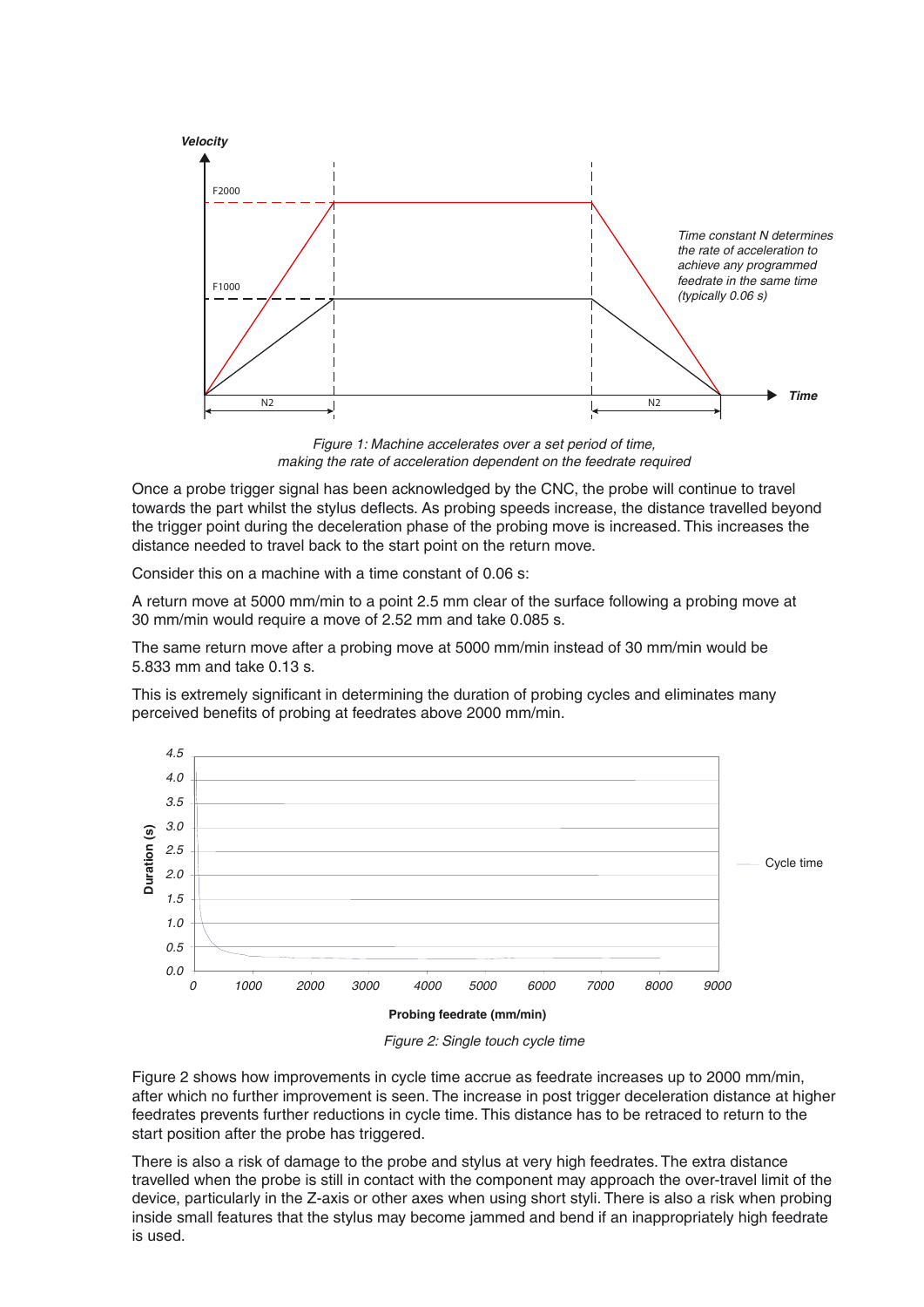*Figure 1: Machine accelerates over a set period of time, making the rate of acceleration dependent on the feedrate required*

Once a probe trigger signal has been acknowledged by the CNC, the probe will continue to travel towards the part whilst the stylus deflects. As probing speeds increase, the distance travelled beyond the trigger point during the deceleration phase of the probing move is increased. This increases the distance needed to travel back to the start point on the return move.

Consider this on a machine with a time constant of 0.06 s:

A return move at 5000 mm/min to a point 2.5 mm clear of the surface following a probing move at 30 mm/min would require a move of 2.52 mm and take 0.085 s.

The same return move after a probing move at 5000 mm/min instead of 30 mm/min would be 5.833 mm and take 0.13 s.

This is extremely significant in determining the duration of probing cycles and eliminates many perceived benefits of probing at feedrates above 2000 mm/min.

*Figure 2: Single touch cycle time*

Figure 2 shows how improvements in cycle time accrue as feedrate increases up to 2000 mm/min, after which no further improvement is seen. The increase in post trigger deceleration distance at higher feedrates prevents further reductions in cycle time. This distance has to be retraced to return to the start position after the probe has triggered.

There is also a risk of damage to the probe and stylus at very high feedrates. The extra distance travelled when the probe is still in contact with the component may approach the over-travel limit of the device, particularly in the Z-axis or other axes when using short styli. There is also a risk when probing inside small features that the stylus may become jammed and bend if an inappropriately high feedrate is used.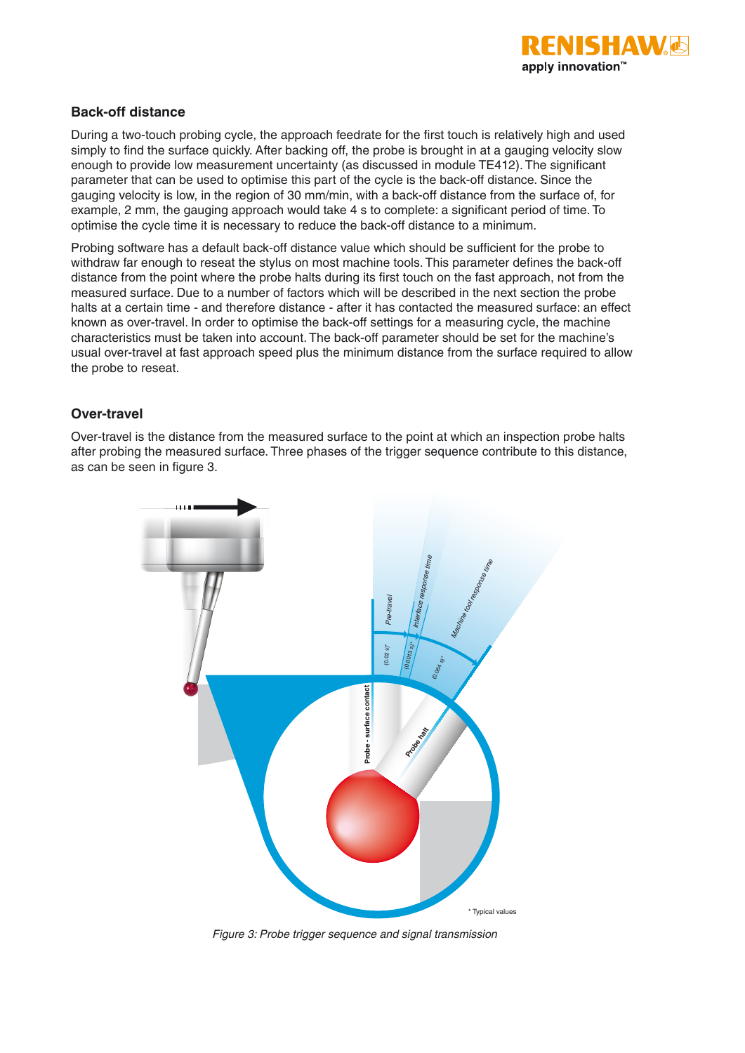## Back-off distance

During a two-touch probing cycle, the approach feedrate for the first touch is relatively high and used simply to find the surface quickly. After backing off, the probe is brought in at a gauging velocity slow enough to provide low measurement uncertainty (as discussed in module TE412). The significant parameter that can be used to optimise this part of the cycle is the back-off distance. Since the gauging velocity is low, in the region of 30 mm/min, with a back-off distance from the surface of, for example, 2 mm, the gauging approach would take 4 s to complete: a significant period of time. To optimise the cycle time it is necessary to reduce the back-off distance to a minimum.

Probing software has a default back-off distance value which should be sufficient for the probe to withdraw far enough to reseat the stylus on most machine tools. This parameter defines the back-off distance from the point where the probe halts during its first touch on the fast approach, not from the measured surface. Due to a number of factors which will be described in the next section the probe halts at a certain time - and therefore distance - after it has contacted the measured surface: an effect known as over-travel. In order to optimise the back-off settings for a measuring cycle, the machine characteristics must be taken into account. The back-off parameter should be set for the machine's usual over-travel at fast approach speed plus the minimum distance from the surface required to allow the probe to reseat.

## Over-travel

Over-travel is the distance from the measured surface to the point at which an inspection probe halts after probing the measured surface. Three phases of the trigger sequence contribute to this distance, as can be seen in figure 3.

*Figure 3: Probe trigger sequence and signal transmission*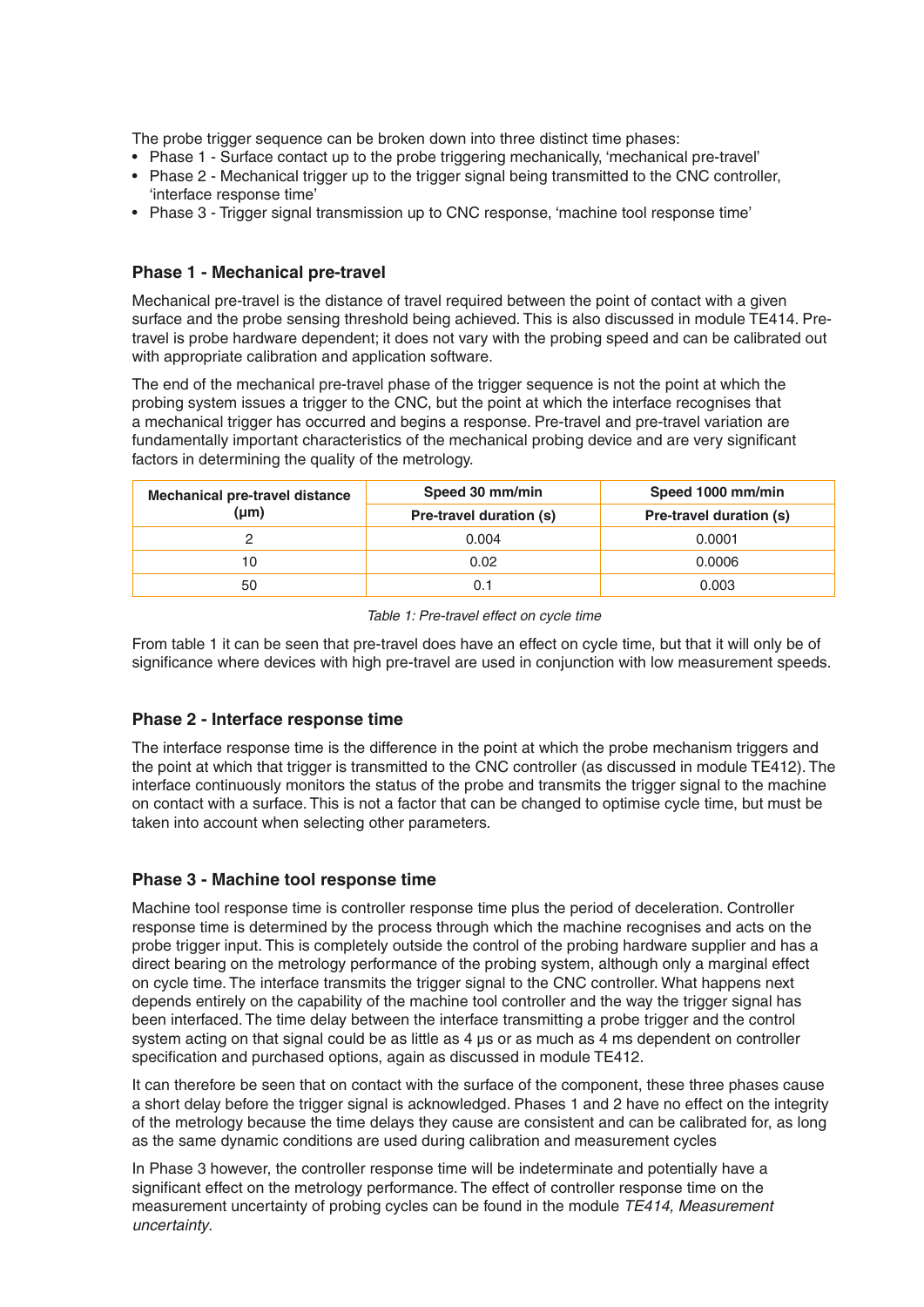The probe trigger sequence can be broken down into three distinct time phases:

- Phase 1 - Surface contact up to the probe triggering mechanically, 'mechanical pre-travel'
- Phase 2 - Mechanical trigger up to the trigger signal being transmitted to the CNC controller, 'interface response time'
- Phase 3 - Trigger signal transmission up to CNC response, 'machine tool response time'

### Phase 1 - Mechanical pre-travel

Mechanical pre-travel is the distance of travel required between the point of contact with a given surface and the probe sensing threshold being achieved. This is also discussed in module TE414. Pre-travel is probe hardware dependent; it does not vary with the probing speed and can be calibrated out with appropriate calibration and application software.

The end of the mechanical pre-travel phase of the trigger sequence is not the point at which the probing system issues a trigger to the CNC, but the point at which the interface recognises that a mechanical trigger has occurred and begins a response. Pre-travel and pre-travel variation are fundamentally important characteristics of the mechanical probing device and are very significant factors in determining the quality of the metrology.

| Mechanical pre-travel distance (µm) | Speed 30 mm/min | Speed 1000 mm/min |
|---|---|---|
| | Pre-travel duration (s) | Pre-travel duration (s) |
| 2 | 0.004 | 0.0001 |
| 10 | 0.02 | 0.0006 |
| 50 | 0.1 | 0.003 |

*Table 1: Pre-travel effect on cycle time*

From table 1 it can be seen that pre-travel does have an effect on cycle time, but that it will only be of significance where devices with high pre-travel are used in conjunction with low measurement speeds.

### Phase 2 - Interface response time

The interface response time is the difference in the point at which the probe mechanism triggers and the point at which that trigger is transmitted to the CNC controller (as discussed in module TE412). The interface continuously monitors the status of the probe and transmits the trigger signal to the machine on contact with a surface. This is not a factor that can be changed to optimise cycle time, but must be taken into account when selecting other parameters.

### Phase 3 - Machine tool response time

Machine tool response time is controller response time plus the period of deceleration. Controller response time is determined by the process through which the machine recognises and acts on the probe trigger input. This is completely outside the control of the probing hardware supplier and has a direct bearing on the metrology performance of the probing system, although only a marginal effect on cycle time. The interface transmits the trigger signal to the CNC controller. What happens next depends entirely on the capability of the machine tool controller and the way the trigger signal has been interfaced. The time delay between the interface transmitting a probe trigger and the control system acting on that signal could be as little as 4 µs or as much as 4 ms dependent on controller specification and purchased options, again as discussed in module TE412.

It can therefore be seen that on contact with the surface of the component, these three phases cause a short delay before the trigger signal is acknowledged. Phases 1 and 2 have no effect on the integrity of the metrology because the time delays they cause are consistent and can be calibrated for, as long as the same dynamic conditions are used during calibration and measurement cycles

In Phase 3 however, the controller response time will be indeterminate and potentially have a significant effect on the metrology performance. The effect of controller response time on the measurement uncertainty of probing cycles can be found in the module *TE414, Measurement uncertainty*.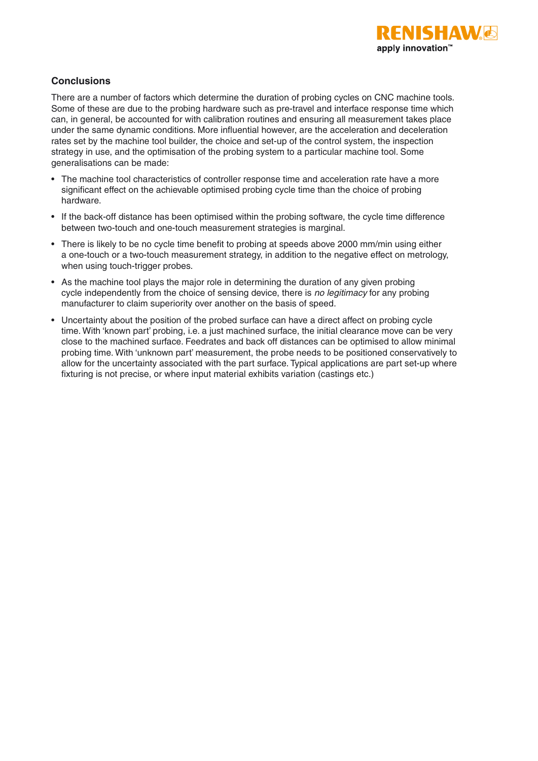## Conclusions

There are a number of factors which determine the duration of probing cycles on CNC machine tools. Some of these are due to the probing hardware such as pre-travel and interface response time which can, in general, be accounted for with calibration routines and ensuring all measurement takes place under the same dynamic conditions. More influential however, are the acceleration and deceleration rates set by the machine tool builder, the choice and set-up of the control system, the inspection strategy in use, and the optimisation of the probing system to a particular machine tool. Some generalisations can be made:

- The machine tool characteristics of controller response time and acceleration rate have a more significant effect on the achievable optimised probing cycle time than the choice of probing hardware.
- If the back-off distance has been optimised within the probing software, the cycle time difference between two-touch and one-touch measurement strategies is marginal.
- There is likely to be no cycle time benefit to probing at speeds above 2000 mm/min using either a one-touch or a two-touch measurement strategy, in addition to the negative effect on metrology, when using touch-trigger probes.
- As the machine tool plays the major role in determining the duration of any given probing cycle independently from the choice of sensing device, there is *no legitimacy* for any probing manufacturer to claim superiority over another on the basis of speed.
- Uncertainty about the position of the probed surface can have a direct affect on probing cycle time. With 'known part' probing, i.e. a just machined surface, the initial clearance move can be very close to the machined surface. Feedrates and back off distances can be optimised to allow minimal probing time. With 'unknown part' measurement, the probe needs to be positioned conservatively to allow for the uncertainty associated with the part surface. Typical applications are part set-up where fixturing is not precise, or where input material exhibits variation (castings etc.)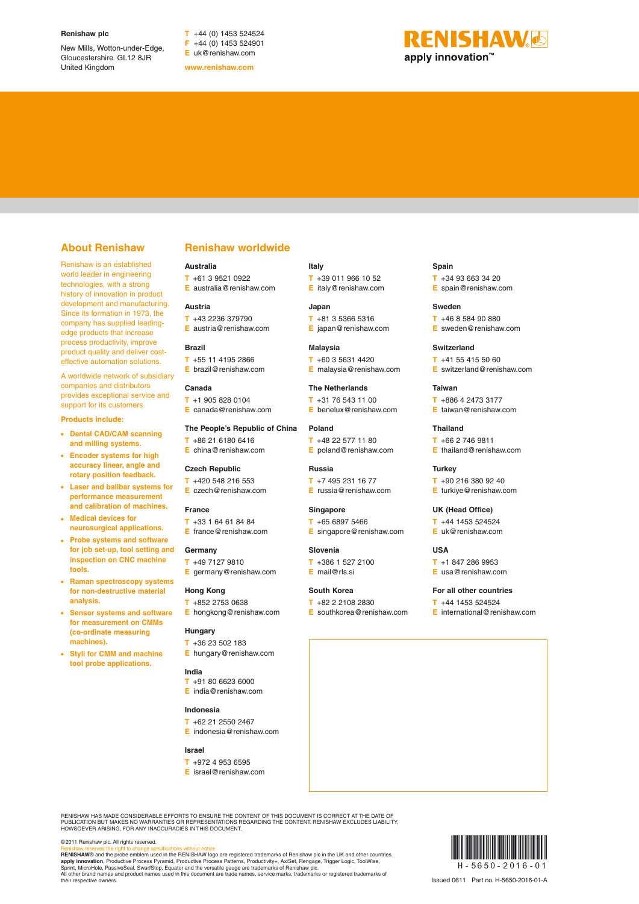**Renishaw plc**

New Mills, Wotton-under-Edge,
Gloucestershire GL12 8JR
United Kingdom

**T** +44 (0) 1453 524524
**F** +44 (0) 1453 524901
**E** uk@renishaw.com

www.renishaw.com

RENISHAW
apply innovation™

## About Renishaw

Renishaw is an established world leader in engineering technologies, with a strong history of innovation in product development and manufacturing. Since its formation in 1973, the company has supplied leading-edge products that increase process productivity, improve product quality and deliver cost-effective automation solutions.

A worldwide network of subsidiary companies and distributors provides exceptional service and support for its customers.

**Products include:**

- **Dental CAD/CAM scanning and milling systems.**
- **Encoder systems for high accuracy linear, angle and rotary position feedback.**
- **Laser and ballbar systems for performance measurement and calibration of machines.**
- **Medical devices for neurosurgical applications.**
- **Probe systems and software for job set-up, tool setting and inspection on CNC machine tools.**
- **Raman spectroscopy systems for non-destructive material analysis.**
- **Sensor systems and software for measurement on CMMs (co-ordinate measuring machines).**
- **Styli for CMM and machine tool probe applications.**

## Renishaw worldwide

**Australia**
T +61 3 9521 0922
E australia@renishaw.com

**Austria**
T +43 2236 379790
E austria@renishaw.com

**Brazil**
T +55 11 4195 2866
E brazil@renishaw.com

**Canada**
T +1 905 828 0104
E canada@renishaw.com

**The People's Republic of China**
T +86 21 6180 6416
E china@renishaw.com

**Czech Republic**
T +420 548 216 553
E czech@renishaw.com

**France**
T +33 1 64 61 84 84
E france@renishaw.com

**Germany**
T +49 7127 9810
E germany@renishaw.com

**Hong Kong**
T +852 2753 0638
E hongkong@renishaw.com

**Hungary**
T +36 23 502 183
E hungary@renishaw.com

**India**
T +91 80 6623 6000
E india@renishaw.com

**Indonesia**
T +62 21 2550 2467
E indonesia@renishaw.com

**Israel**
T +972 4 953 6595
E israel@renishaw.com

**Italy**
T +39 011 966 10 52
E italy@renishaw.com

**Japan**
T +81 3 5366 5316
E japan@renishaw.com

**Malaysia**
T +60 3 5631 4420
E malaysia@renishaw.com

**The Netherlands**
T +31 76 543 11 00
E benelux@renishaw.com

**Poland**
T +48 22 577 11 80
E poland@renishaw.com

**Russia**
T +7 495 231 16 77
E russia@renishaw.com

**Singapore**
T +65 6897 5466
E singapore@renishaw.com

**Slovenia**
T +386 1 527 2100
E mail@rls.si

**South Korea**
T +82 2 2108 2830
E southkorea@renishaw.com

**Spain**
T +34 93 663 34 20
E spain@renishaw.com

**Sweden**
T +46 8 584 90 880
E sweden@renishaw.com

**Switzerland**
T +41 55 415 50 60
E switzerland@renishaw.com

**Taiwan**
T +886 4 2473 3177
E taiwan@renishaw.com

**Thailand**
T +66 2 746 9811
E thailand@renishaw.com

**Turkey**
T +90 216 380 92 40
E turkiye@renishaw.com

**UK (Head Office)**
T +44 1453 524524
E uk@renishaw.com

**USA**
T +1 847 286 9953
E usa@renishaw.com

**For all other countries**
T +44 1453 524524
E international@renishaw.com

RENISHAW HAS MADE CONSIDERABLE EFFORTS TO ENSURE THE CONTENT OF THIS DOCUMENT IS CORRECT AT THE DATE OF PUBLICATION BUT MAKES NO WARRANTIES OR REPRESENTATIONS REGARDING THE CONTENT. RENISHAW EXCLUDES LIABILITY, HOWSOEVER ARISING, FOR ANY INACCURACIES IN THIS DOCUMENT.

©2011 Renishaw plc. All rights reserved.
Renishaw reserves the right to change specifications without notice
**RENISHAW®** and the probe emblem used in the RENISHAW logo are registered trademarks of Renishaw plc in the UK and other countries.
**apply innovation**, Productive Process Pyramid, Productive Process Patterns, Productivity+, AxiSet, Rengage, Trigger Logic, ToolWise, Sprint, MicroHole, PassiveSeal, SwarfStop, Equator and the versatile gauge are trademarks of Renishaw plc.
All other brand names and product names used in this document are trade names, service marks, trademarks or registered trademarks of their respective owners.

H-5650-2016-01

Issued 0611 Part no. H-5650-2016-01-A